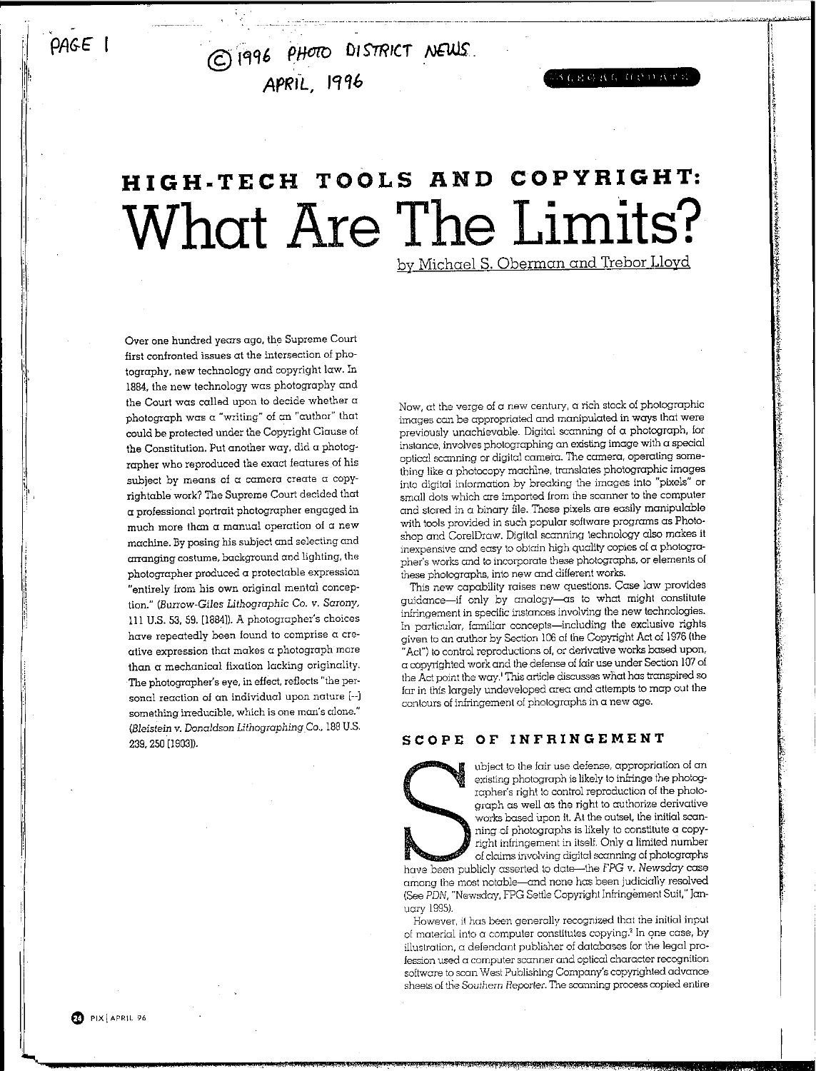PAGE 1

© 1996 PHOTO DISTRICT NEWS.
APRIL, 1996

LEGAL UPDATE

# HIGH-TECH TOOLS AND COPYRIGHT: What Are The Limits?

by Michael S. Oberman and Trebor Lloyd

Over one hundred years ago, the Supreme Court first confronted issues at the intersection of photography, new technology and copyright law. In 1884, the new technology was photography and the Court was called upon to decide whether a photograph was a "writing" of an "author" that could be protected under the Copyright Clause of the Constitution. Put another way, did a photographer who reproduced the exact features of his subject by means of a camera create a copyrightable work? The Supreme Court decided that a professional portrait photographer engaged in much more than a manual operation of a new machine. By posing his subject and selecting and arranging costume, background and lighting, the photographer produced a protectable expression "entirely from his own original mental conception." (*Burrow-Giles Lithographic Co. v. Sarony,* 111 U.S. 53, 59. [1884]). A photographer's choices have repeatedly been found to comprise a creative expression that makes a photograph more than a mechanical fixation lacking originality. The photographer's eye, in effect, reflects "the personal reaction of an individual upon nature [--] something irreducible, which is one man's alone." (*Bleistein v. Donaldson Lithographing Co.,* 188 U.S. 239, 250 [1903]).

Now, at the verge of a new century, a rich stock of photographic images can be appropriated and manipulated in ways that were previously unachievable. Digital scanning of a photograph, for instance, involves photographing an existing image with a special optical scanning or digital camera. The camera, operating something like a photocopy machine, translates photographic images into digital information by breaking the images into "pixels" or small dots which are imported from the scanner to the computer and stored in a binary file. These pixels are easily manipulable with tools provided in such popular software programs as Photoshop and CorelDraw. Digital scanning technology also makes it inexpensive and easy to obtain high quality copies of a photographer's works and to incorporate these photographs, or elements of these photographs, into new and different works.

This new capability raises new questions. Case law provides guidance—if only by analogy—as to what might constitute infringement in specific instances involving the new technologies. In particular, familiar concepts—including the exclusive rights given to an author by Section 106 of the Copyright Act of 1976 (the "Act") to control reproductions of, or derivative works based upon, a copyrighted work and the defense of fair use under Section 107 of the Act point the way.[1] This article discusses what has transpired so far in this largely undeveloped area and attempts to map out the contours of infringement of photographs in a new age.

## SCOPE OF INFRINGEMENT

Subject to the fair use defense, appropriation of an existing photograph is likely to infringe the photographer's right to control reproduction of the photograph as well as the right to authorize derivative works based upon it. At the outset, the initial scanning of photographs is likely to constitute a copyright infringement in itself. Only a limited number of claims involving digital scanning of photographs have been publicly asserted to date—the *FPG v. Newsday* case among the most notable—and none has been judicially resolved (See *PDN,* "Newsday, FPG Settle Copyright Infringement Suit," January 1995).

However, it has been generally recognized that the initial input of material into a computer constitutes copying.[2] In one case, by illustration, a defendant publisher of databases for the legal profession used a computer scanner and optical character recognition software to scan West Publishing Company's copyrighted advance sheets of the *Southern Reporter.* The scanning process copied entire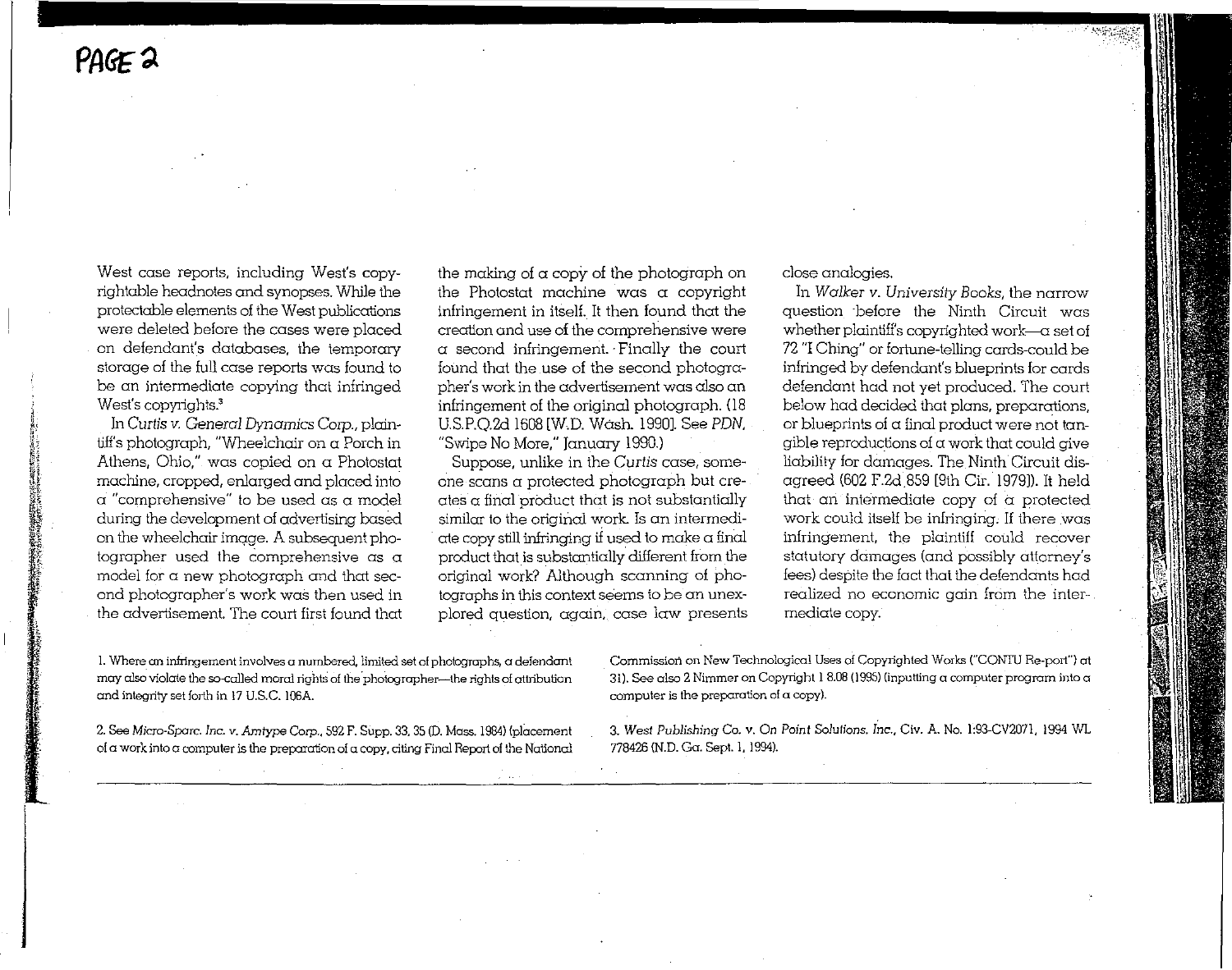West case reports, including West's copyrightable headnotes and synopses. While the protectable elements of the West publications were deleted before the cases were placed on defendant's databases, the temporary storage of the full case reports was found to be an intermediate copying that infringed West's copyrights.[3]

In *Curtis v. General Dynamics Corp.*, plaintiff's photograph, "Wheelchair on a Porch in Athens, Ohio," was copied on a Photostat machine, cropped, enlarged and placed into a "comprehensive" to be used as a model during the development of advertising based on the wheelchair image. A subsequent photographer used the comprehensive as a model for a new photograph and that second photographer's work was then used in the advertisement. The court first found that the making of a copy of the photograph on the Photostat machine was a copyright infringement in itself. It then found that the creation and use of the comprehensive were a second infringement. Finally the court found that the use of the second photographer's work in the advertisement was also an infringement of the original photograph. (18 U.S.P.Q.2d 1608 [W.D. Wash. 1990]. See *PDN*, "Swipe No More," January 1990.)

Suppose, unlike in the *Curtis* case, someone scans a protected photograph but creates a final product that is not substantially similar to the original work. Is an intermediate copy still infringing if used to make a final product that is substantially different from the original work? Although scanning of photographs in this context seems to be an unexplored question, again, case law presents close analogies.

In *Walker v. University Books*, the narrow question before the Ninth Circuit was whether plaintiff's copyrighted work—a set of 72 "I Ching" or fortune-telling cards-could be infringed by defendant's blueprints for cards defendant had not yet produced. The court below had decided that plans, preparations, or blueprints of a final product were not tangible reproductions of a work that could give liability for damages. The Ninth Circuit disagreed (602 F.2d 859 [9th Cir. 1979]). It held that an intermediate copy of a protected work could itself be infringing. If there was infringement, the plaintiff could recover statutory damages (and possibly attorney's fees) despite the fact that the defendants had realized no economic gain from the intermediate copy.

---

1. Where an infringement involves a numbered, limited set of photographs, a defendant may also violate the so-called moral rights of the photographer—the rights of attribution and integrity set forth in 17 U.S.C. 106A.

2. See *Micro-Sparc. Inc. v. Amtype Corp.*, 592 F. Supp. 33, 35 (D. Mass. 1984) (placement of a work into a computer is the preparation of a copy, citing Final Report of the National Commission on New Technological Uses of Copyrighted Works ("CONTU Re-port") at 31). See also 2 Nimmer on Copyright 1 8.08 (1995) (inputting a computer program into a computer is the preparation of a copy).

3. *West Publishing Co. v. On Point Solutions, Inc.*, Civ. A. No. 1:93-CV2071, 1994 WL 778426 (N.D. Ga. Sept. 1, 1994).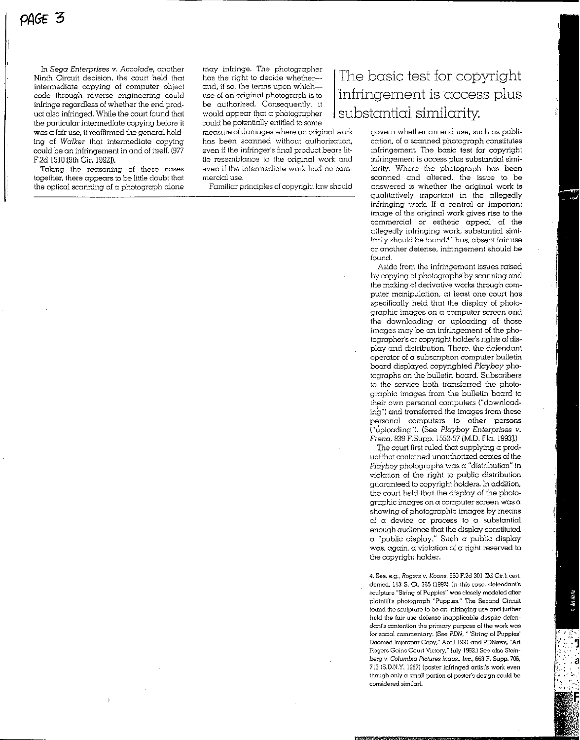In *Sega Enterprises v. Accolade*, another Ninth Circuit decision, the court held that intermediate copying of computer object code through reverse engineering could infringe regardless of whether the end product also infringed. While the court found that the particular intermediate copying before it was a fair use, it reaffirmed the general holding of *Walker* that intermediate copying could be an infringement in and of itself. (977 F.2d 1510 [9th Cir. 1992]).

Taking the reasoning of these cases together, there appears to be little doubt that the optical scanning of a photograph alone may infringe. The photographer has the right to decide whether—and, if so, the terms upon which—use of an original photograph is to be authorized. Consequently, it would appear that a photographer could be potentially entitled to some measure of damages where an original work has been scanned without authorization, even if the infringer's final product bears little resemblance to the original work and even if the intermediate work had no commercial use.

> The basic test for copyright infringement is access plus substantial similarity.

Familiar principles of copyright law should govern whether an end use, such as publication, of a scanned photograph constitutes infringement. The basic test for copyright infringement is access plus substantial similarity. Where the photograph has been scanned and altered, the issue to be answered is whether the original work is qualitatively important in the allegedly infringing work. If a central or important image of the original work gives rise to the commercial or esthetic appeal of the allegedly infringing work, substantial similarity should be found.[4] Thus, absent fair use or another defense, infringement should be found.

Aside from the infringement issues raised by copying of photographs by scanning and the making of derivative works through computer manipulation, at least one court has specifically held that the display of photographic images on a computer screen and the downloading or uploading of those images may be an infringement of the photographer's or copyright holder's rights of display and distribution. There, the defendant operator of a subscription computer bulletin board displayed copyrighted *Playboy* photographs on the bulletin board. Subscribers to the service both transferred the photographic images from the bulletin board to their own personal computers ("downloading") and transferred the images from these personal computers to other persons ("uploading"). (See *Playboy Enterprises v. Frena*, 839 F.Supp. 1552-57 [M.D. Fla. 1993].)

The court first ruled that supplying a product that contained unauthorized copies of the *Playboy* photographs was a "distribution" in violation of the right to public distribution guaranteed to copyright holders. In addition, the court held that the display of the photographic images on a computer screen was a showing of photographic images by means of a device or process to a substantial enough audience that the display constituted a "public display." Such a public display was, again, a violation of a right reserved to the copyright holder.

---

4. See, e.g., *Rogers v. Koons*, 960 F.2d 301 (2d Cir.), cert. denied, 113 S. Ct. 365 (1992). In this case, defendant's sculpture "String of Puppies" was closely modeled after plaintiff's photograph "Puppies." The Second Circuit found the sculpture to be an infringing use and further held the fair use defense inapplicable despite defendant's contention the primary purpose of the work was for social commentary. (See *PDN*, "'String of Puppies' Deemed Improper Copy," April 1991 and PDNews, "Art Rogers Gains Court Victory," July 1992.) See also *Steinberg v. Columbia Pictures Indus., Inc.*, 663 F. Supp. 706, 713 (S.D.N.Y. 1987) (poster infringed artist's work even though only a small portion of poster's design could be considered similar).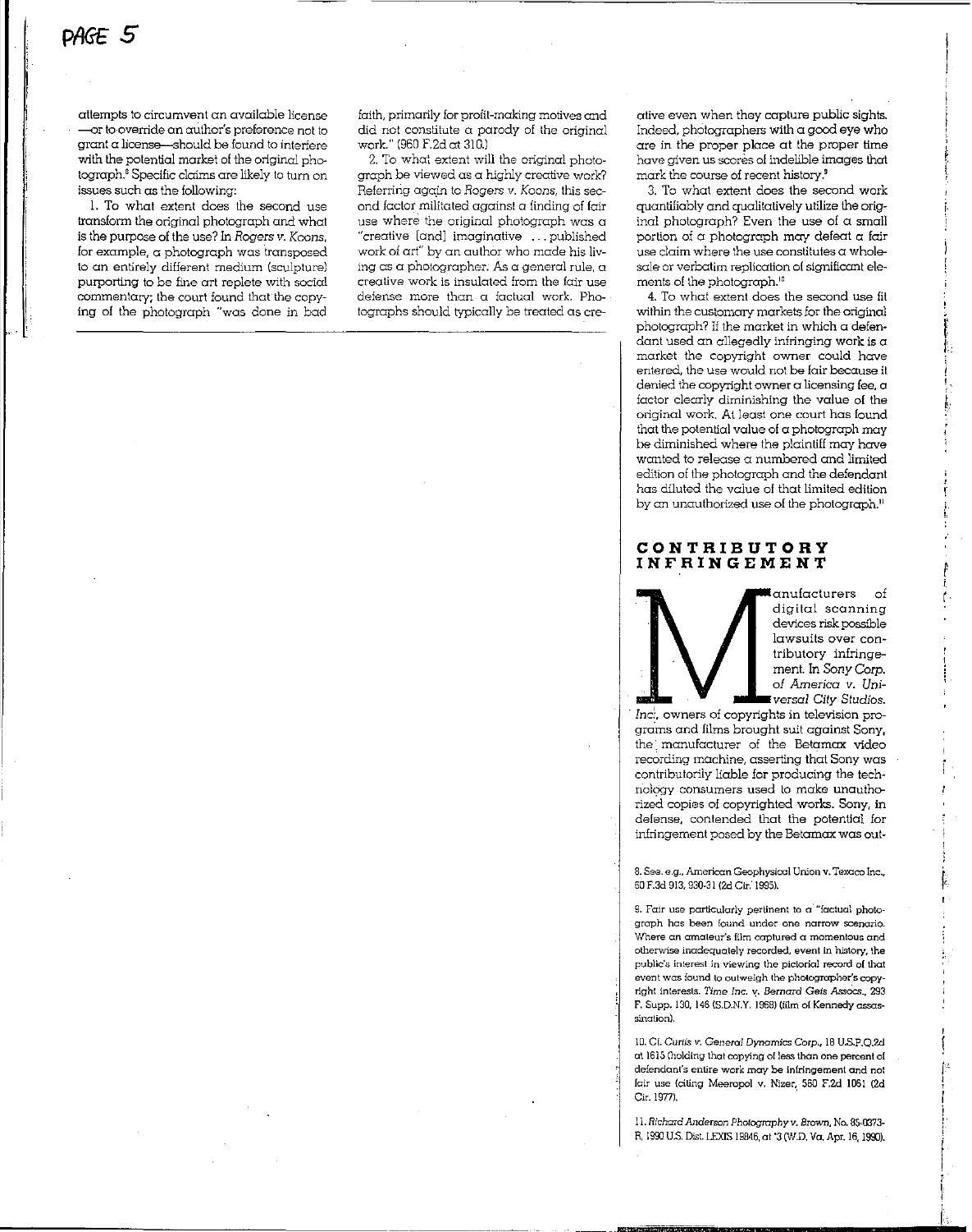attempts to circumvent an available license —or to override an author's preference not to grant a license—should be found to interfere with the potential market of the original photograph.[8] Specific claims are likely to turn on issues such as the following:

1. To what extent does the second use transform the original photograph and what is the purpose of the use? In *Rogers v. Koons*, for example, a photograph was transposed to an entirely different medium (sculpture) purporting to be fine art replete with social commentary; the court found that the copying of the photograph "was done in bad faith, primarily for profit-making motives and did not constitute a parody of the original work." (960 F.2d at 310.)

2. To what extent will the original photograph be viewed as a highly creative work? Referring again to *Rogers v. Koons*, this second factor militated against a finding of fair use where the original photograph was a "creative [and] imaginative ... published work of art" by an author who made his living as a photographer. As a general rule, a creative work is insulated from the fair use defense more than a factual work. Photographs should typically be treated as creative even when they capture public sights. Indeed, photographers with a good eye who are in the proper place at the proper time have given us scores of indelible images that mark the course of recent history.[9]

3. To what extent does the second work quantifiably and qualitatively utilize the original photograph? Even the use of a small portion of a photograph may defeat a fair use claim where the use constitutes a wholesale or verbatim replication of significant elements of the photograph.[10]

4. To what extent does the second use fit within the customary markets for the original photograph? If the market in which a defendant used an allegedly infringing work is a market the copyright owner could have entered, the use would not be fair because it denied the copyright owner a licensing fee, a factor clearly diminishing the value of the original work. At least one court has found that the potential value of a photograph may be diminished where the plaintiff may have wanted to release a numbered and limited edition of the photograph and the defendant has diluted the value of that limited edition by an unauthorized use of the photograph.[11]

## CONTRIBUTORY INFRINGEMENT

Manufacturers of digital scanning devices risk possible lawsuits over contributory infringement. In *Sony Corp. of America v. Universal City Studios, Inc.*, owners of copyrights in television programs and films brought suit against Sony, the manufacturer of the Betamax video recording machine, asserting that Sony was contributorily liable for producing the technology consumers used to make unauthorized copies of copyrighted works. Sony, in defense, contended that the potential for infringement posed by the Betamax was out-

---

8. See, e.g., American Geophysical Union v. Texaco Inc., 60 F.3d 913, 930-31 (2d Cir. 1995).

9. Fair use particularly pertinent to a "factual photograph has been found under one narrow scenario. Where an amateur's film captured a momentous and otherwise inadequately recorded, event in history, the public's interest in viewing the pictorial record of that event was found to outweigh the photographer's copyright interests. *Time Inc. v. Bernard Geis Assocs.*, 293 F. Supp. 130, 146 (S.D.N.Y. 1968) (film of Kennedy assassination).

10. Cf. *Curtis v. General Dynamics Corp.*, 18 U.S.P.Q.2d at 1615 (holding that copying of less than one percent of defendant's entire work may be infringement and not fair use (citing Meeropol v. Nizer, 560 F.2d 1061 (2d Cir. 1977).

11. *Richard Anderson Photography v. Brown*, No. 85-0373-R, 1990 U.S. Dist. LEXIS 19846, at *3 (W.D. Va. Apr. 16, 1990).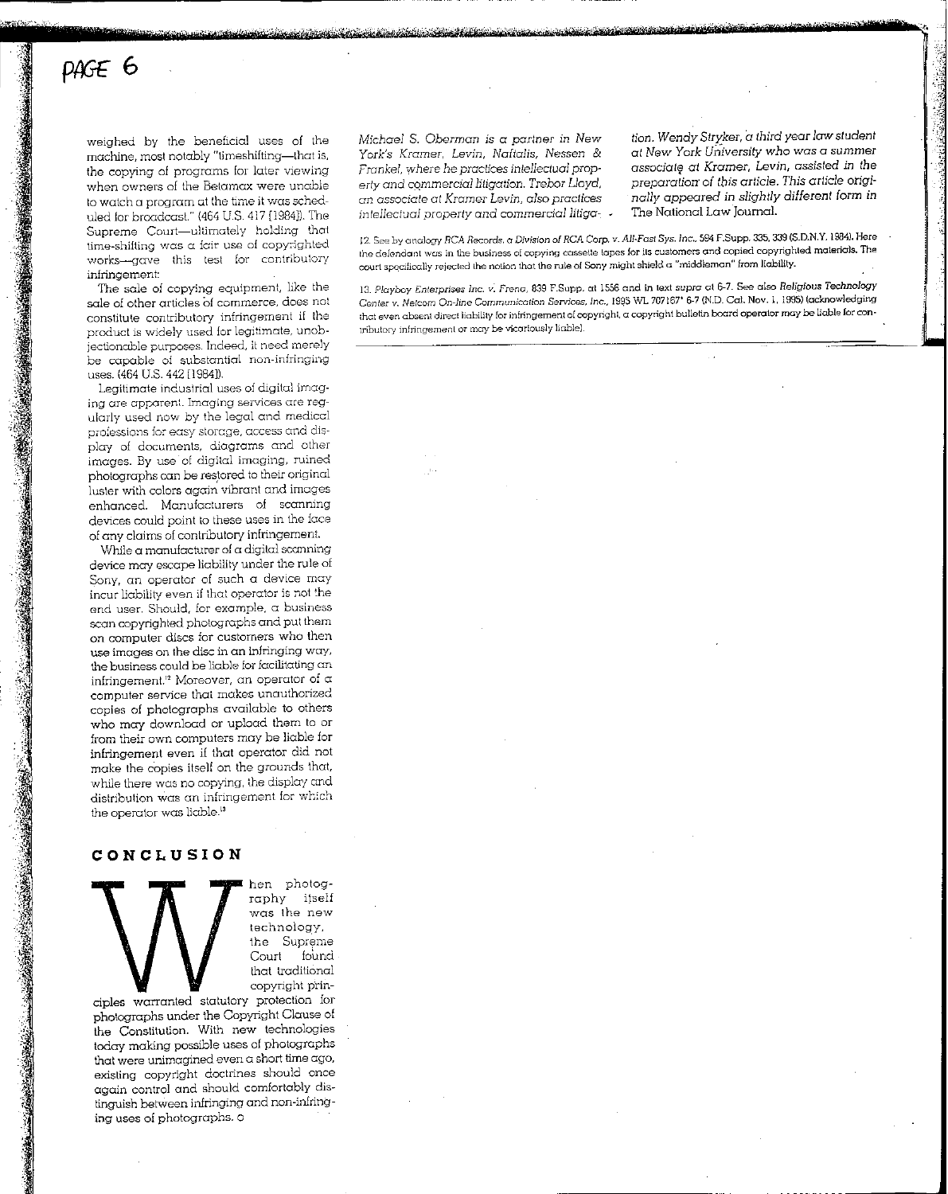weighed by the beneficial uses of the machine, most notably "timeshifting—that is, the copying of programs for later viewing when owners of the Betamax were unable to watch a program at the time it was scheduled for broadcast." (464 U.S. 417 [1984]). The Supreme Court—ultimately holding that time-shifting was a fair use of copyrighted works—gave this test for contributory infringement:

The sale of copying equipment, like the sale of other articles of commerce, does not constitute contributory infringement if the product is widely used for legitimate, unobjectionable purposes. Indeed, it need merely be capable of substantial non-infringing uses. (464 U.S. 442 [1984]).

Legitimate industrial uses of digital imaging are apparent. Imaging services are regularly used now by the legal and medical professions for easy storage, access and display of documents, diagrams and other images. By use of digital imaging, ruined photographs can be restored to their original luster with colors again vibrant and images enhanced. Manufacturers of scanning devices could point to these uses in the face of any claims of contributory infringement.

While a manufacturer of a digital scanning device may escape liability under the rule of Sony, an operator of such a device may incur liability even if that operator is not the end user. Should, for example, a business scan copyrighted photographs and put them on computer discs for customers who then use images on the disc in an infringing way, the business could be liable for facilitating an infringement.[12] Moreover, an operator of a computer service that makes unauthorized copies of photographs available to others who may download or upload them to or from their own computers may be liable for infringement even if that operator did not make the copies itself on the grounds that, while there was no copying, the display and distribution was an infringement for which the operator was liable.[13]

## CONCLUSION

When photography itself was the new technology, the Supreme Court found that traditional copyright principles warranted statutory protection for photographs under the Copyright Clause of the Constitution. With new technologies today making possible uses of photographs that were unimagined even a short time ago, existing copyright doctrines should once again control and should comfortably distinguish between infringing and non-infringing uses of photographs.

*Michael S. Oberman is a partner in New York's Kramer, Levin, Naftalis, Nessen & Frankel, where he practices intellectual property and commercial litigation. Trebor Lloyd, an associate at Kramer Levin, also practices intellectual property and commercial litigation. Wendy Stryker, a third year law student at New York University who was a summer associate at Kramer, Levin, assisted in the preparation of this article. This article originally appeared in slightly different form in The National Law Journal.*

12. See by analogy *RCA Records, a Division of RCA Corp. v. All-Fast Sys. Inc.*, 594 F.Supp. 335, 339 (S.D.N.Y. 1984). Here the defendant was in the business of copying cassette tapes for its customers and copied copyrighted materials. The court specifically rejected the notion that the rule of Sony might shield a "middleman" from liability.

13. *Playboy Enterprises Inc. v. Frena*, 839 F.Supp. at 1556 and in text *supra* at 6-7. See also *Religious Technology Center v. Netcom On-line Communication Services, Inc.*, 1995 WL 707167* 6-7 (N.D. Cal. Nov. 1, 1995) (acknowledging that even absent direct liability for infringement of copyright, a copyright bulletin board operator may be liable for contributory infringement or may be vicariously liable).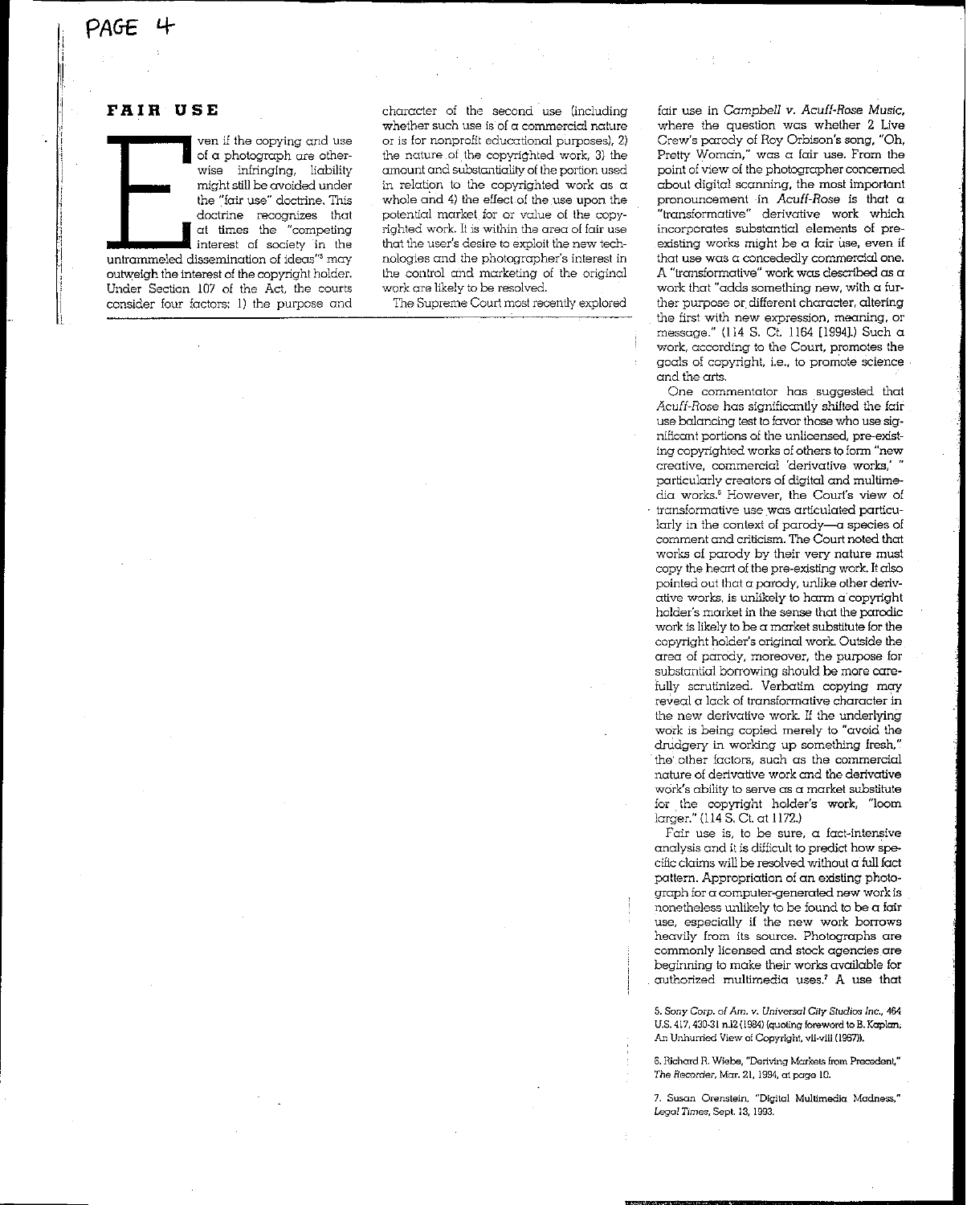## FAIR USE

Even if the copying and use of a photograph are otherwise infringing, liability might still be avoided under the "fair use" doctrine. This doctrine recognizes that at times the "competing interest of society in the untrammeled dissemination of ideas"[5] may outweigh the interest of the copyright holder. Under Section 107 of the Act, the courts consider four factors: 1) the purpose and character of the second use (including whether such use is of a commercial nature or is for nonprofit educational purposes), 2) the nature of the copyrighted work, 3) the amount and substantiality of the portion used in relation to the copyrighted work as a whole and 4) the effect of the use upon the potential market for or value of the copyrighted work. It is within the area of fair use that the user's desire to exploit the new technologies and the photographer's interest in the control and marketing of the original work are likely to be resolved.

The Supreme Court most recently explored fair use in *Campbell v. Acuff-Rose Music*, where the question was whether 2 Live Crew's parody of Roy Orbison's song, "Oh, Pretty Woman," was a fair use. From the point of view of the photographer concerned about digital scanning, the most important pronouncement in *Acuff-Rose* is that a "transformative" derivative work which incorporates substantial elements of pre-existing works might be a fair use, even if that use was a concededly commercial one. A "transformative" work was described as a work that "adds something new, with a further purpose or different character, altering the first with new expression, meaning, or message." (114 S. Ct. 1164 [1994].) Such a work, according to the Court, promotes the goals of copyright, i.e., to promote science and the arts.

One commentator has suggested that *Acuff-Rose* has significantly shifted the fair use balancing test to favor those who use significant portions of the unlicensed, pre-existing copyrighted works of others to form "new creative, commercial 'derivative works,' " particularly creators of digital and multimedia works.[6] However, the Court's view of transformative use was articulated particularly in the context of parody—a species of comment and criticism. The Court noted that works of parody by their very nature must copy the heart of the pre-existing work. It also pointed out that a parody, unlike other derivative works, is unlikely to harm a copyright holder's market in the sense that the parodic work is likely to be a market substitute for the copyright holder's original work. Outside the area of parody, moreover, the purpose for substantial borrowing should be more carefully scrutinized. Verbatim copying may reveal a lack of transformative character in the new derivative work. If the underlying work is being copied merely to "avoid the drudgery in working up something fresh," the other factors, such as the commercial nature of derivative work and the derivative work's ability to serve as a market substitute for the copyright holder's work, "loom larger." (114 S. Ct. at 1172.)

Fair use is, to be sure, a fact-intensive analysis and it is difficult to predict how specific claims will be resolved without a full fact pattern. Appropriation of an existing photograph for a computer-generated new work is nonetheless unlikely to be found to be a fair use, especially if the new work borrows heavily from its source. Photographs are commonly licensed and stock agencies are beginning to make their works available for authorized multimedia uses.[7] A use that

5. *Sony Corp. of Am. v. Universal City Studios Inc.*, 464 U.S. 417, 430-31 n.12 (1984) (quoting foreword to B. Kaplan, An Unhurried View of Copyright, vii-viii (1967)).

6. Richard R. Wiebe, "Deriving Markets from Precedent," *The Recorder*, Mar. 21, 1994, at page 10.

7. Susan Orenstein, "Digital Multimedia Madness," *Legal Times*, Sept. 13, 1993.